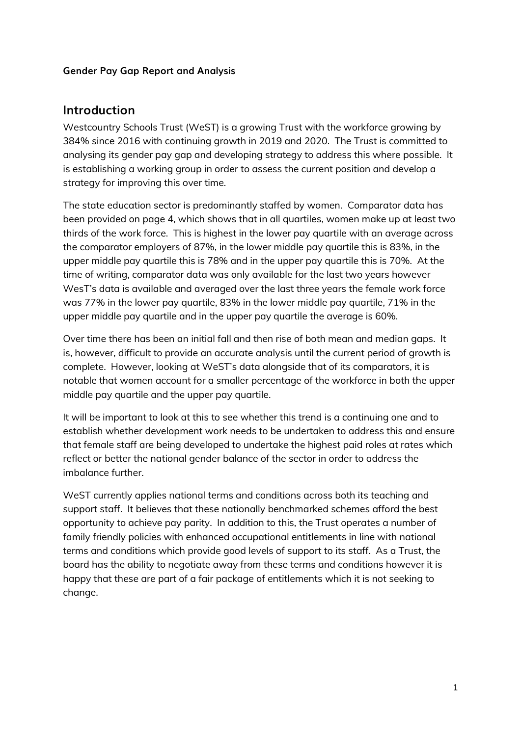**Gender Pay Gap Report and Analysis**

## Introduction

Westcountry Schools Trust (WeST) is a growing Trust with the workforce growing by 384% since 2016 with continuing growth in 2019 and 2020. The Trust is committed to analysing its gender pay gap and developing strategy to address this where possible. It is establishing a working group in order to assess the current position and develop a strategy for improving this over time.

The state education sector is predominantly staffed by women. Comparator data has been provided on page 4, which shows that in all quartiles, women make up at least two thirds of the work force. This is highest in the lower pay quartile with an average across the comparator employers of 87%, in the lower middle pay quartile this is 83%, in the upper middle pay quartile this is 78% and in the upper pay quartile this is 70%. At the time of writing, comparator data was only available for the last two years however WesT's data is available and averaged over the last three years the female work force was 77% in the lower pay quartile, 83% in the lower middle pay quartile, 71% in the upper middle pay quartile and in the upper pay quartile the average is 60%.

Over time there has been an initial fall and then rise of both mean and median gaps. It is, however, difficult to provide an accurate analysis until the current period of growth is complete. However, looking at WeST's data alongside that of its comparators, it is notable that women account for a smaller percentage of the workforce in both the upper middle pay quartile and the upper pay quartile.

It will be important to look at this to see whether this trend is a continuing one and to establish whether development work needs to be undertaken to address this and ensure that female staff are being developed to undertake the highest paid roles at rates which reflect or better the national gender balance of the sector in order to address the imbalance further.

WeST currently applies national terms and conditions across both its teaching and support staff. It believes that these nationally benchmarked schemes afford the best opportunity to achieve pay parity. In addition to this, the Trust operates a number of family friendly policies with enhanced occupational entitlements in line with national terms and conditions which provide good levels of support to its staff. As a Trust, the board has the ability to negotiate away from these terms and conditions however it is happy that these are part of a fair package of entitlements which it is not seeking to change.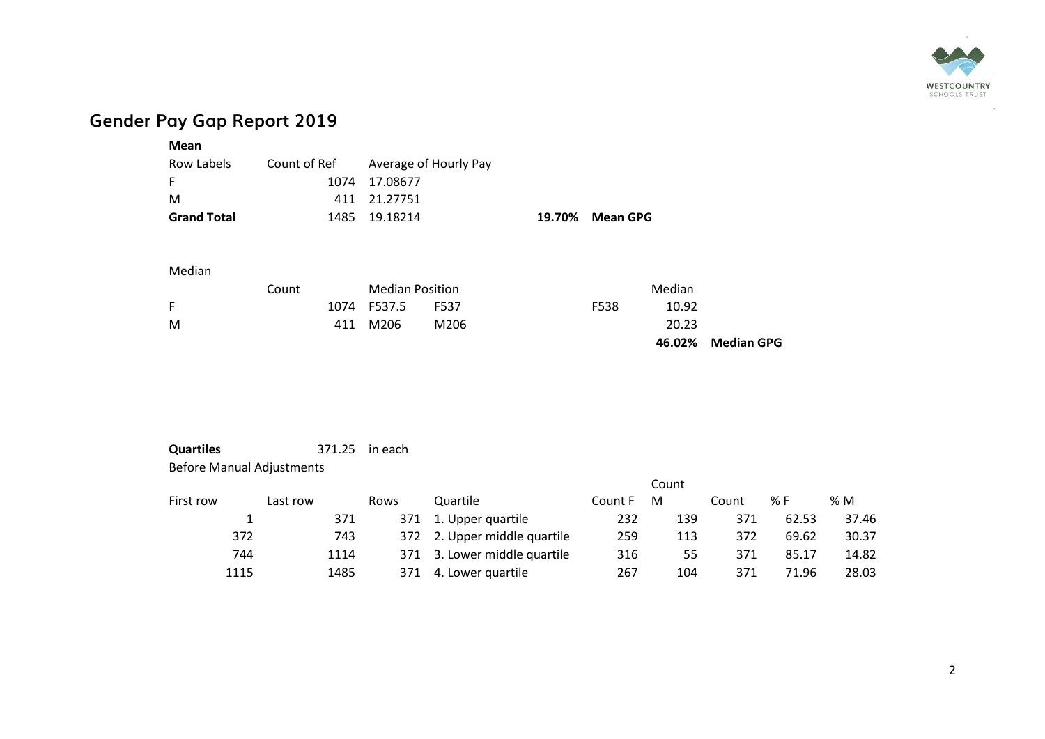## Gender Pay Gap Report 2019

**Mean**

| Row Labels | Count of Ref | Average of Hourly Pay | | |
|---|---|---|---|---|
| F | 1074 | 17.08677 | | |
| M | 411 | 21.27751 | | |
| **Grand Total** | 1485 | 19.18214 | **19.70%** | **Mean GPG** |

Median

| | Count | Median Position | | | Median | |
|---|---|---|---|---|---|---|
| F | 1074 | F537.5 | F537 | F538 | 10.92 | |
| M | 411 | M206 | M206 | | 20.23 | |
| | | | | | **46.02%** | **Median GPG** |

**Quartiles** 371.25 in each

Before Manual Adjustments

| First row | Last row | Rows | Quartile | Count F | Count M | Count | % F | % M |
|---|---|---|---|---|---|---|---|---|
| 1 | 371 | 371 | 1. Upper quartile | 232 | 139 | 371 | 62.53 | 37.46 |
| 372 | 743 | 372 | 2. Upper middle quartile | 259 | 113 | 372 | 69.62 | 30.37 |
| 744 | 1114 | 371 | 3. Lower middle quartile | 316 | 55 | 371 | 85.17 | 14.82 |
| 1115 | 1485 | 371 | 4. Lower quartile | 267 | 104 | 371 | 71.96 | 28.03 |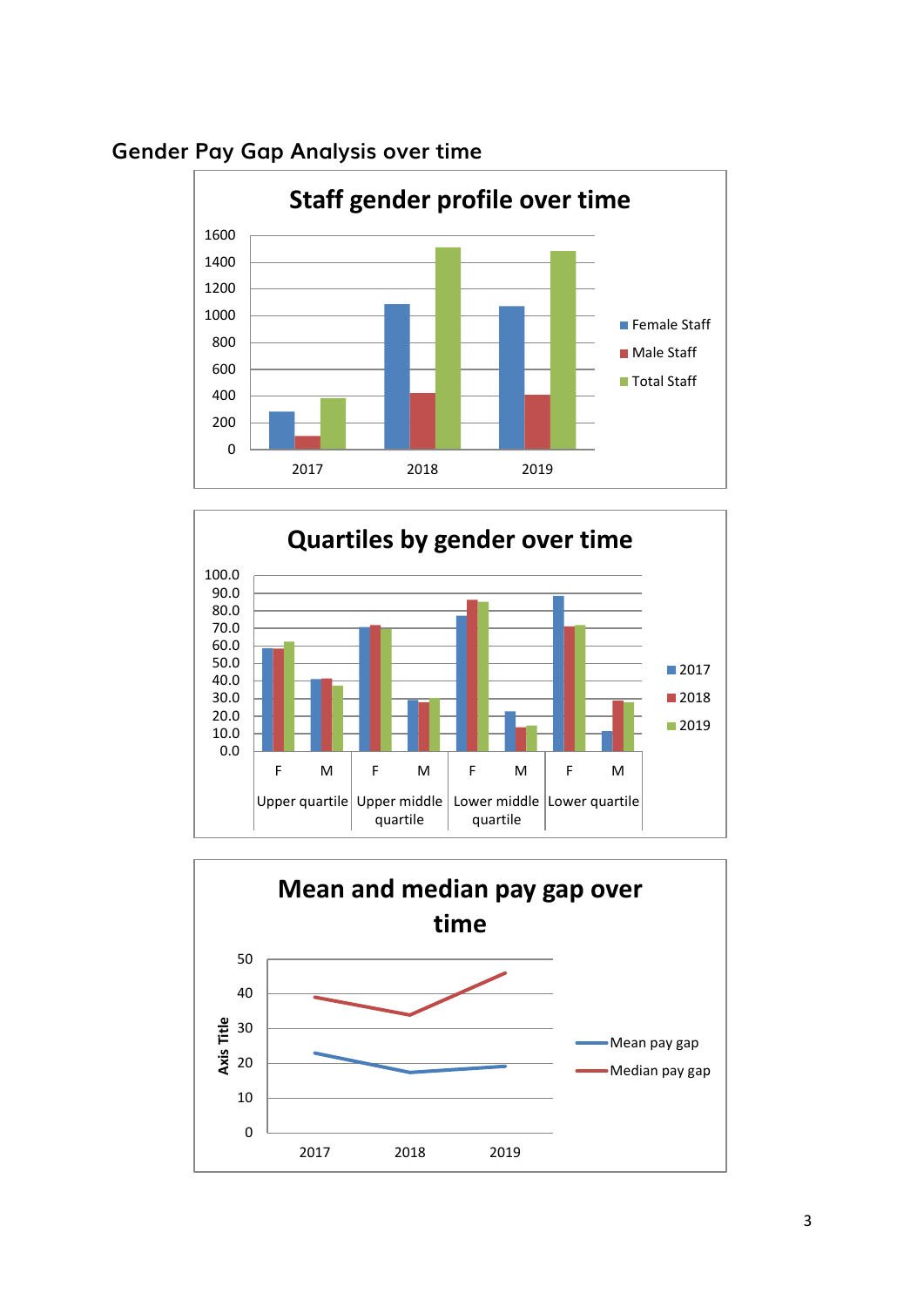## Gender Pay Gap Analysis over time

**Staff gender profile over time**

1600
1400
1200
1000
800
600
400
200
0

2017 2018 2019

Female Staff
Male Staff
Total Staff

**Quartiles by gender over time**

100.0
90.0
80.0
70.0
60.0
50.0
40.0
30.0
20.0
10.0
0.0

| F | M | F | M | F | M | F | M |
|---|---|---|---|---|---|---|---|
| Upper quartile | | Upper middle quartile | | Lower middle quartile | | Lower quartile | |

2017
2018
2019

**Mean and median pay gap over time**

Axis Title

50
40
30
20
10
0

2017 2018 2019

Mean pay gap
Median pay gap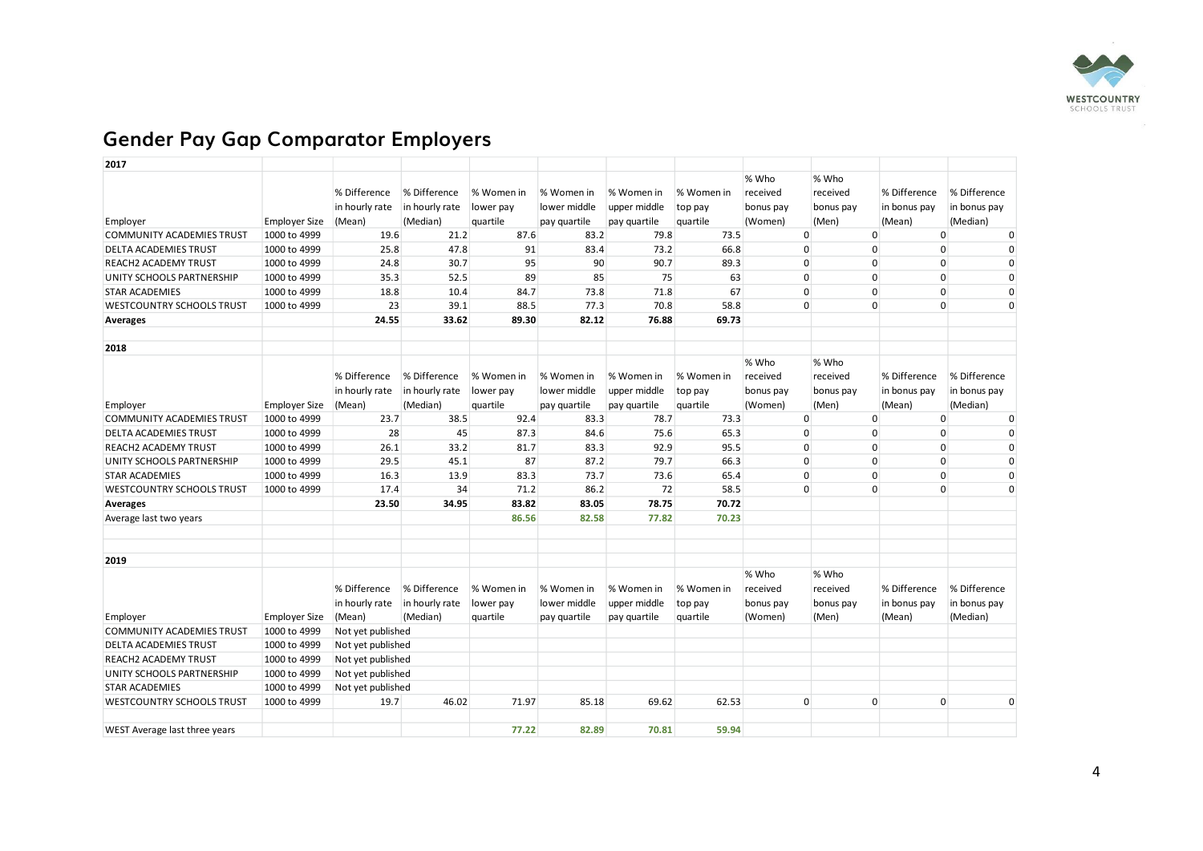## Gender Pay Gap Comparator Employers

| 2017 | | | | | | | | | | | |
|---|---|---|---|---|---|---|---|---|---|---|---|
| Employer | Employer Size | % Difference in hourly rate (Mean) | % Difference in hourly rate (Median) | % Women in lower pay quartile | % Women in lower middle pay quartile | % Women in upper middle pay quartile | % Women in top pay quartile | % Who received bonus pay (Women) | % Who received bonus pay (Men) | % Difference in bonus pay (Mean) | % Difference in bonus pay (Median) |
| COMMUNITY ACADEMIES TRUST | 1000 to 4999 | 19.6 | 21.2 | 87.6 | 83.2 | 79.8 | 73.5 | 0 | 0 | 0 | 0 |
| DELTA ACADEMIES TRUST | 1000 to 4999 | 25.8 | 47.8 | 91 | 83.4 | 73.2 | 66.8 | 0 | 0 | 0 | 0 |
| REACH2 ACADEMY TRUST | 1000 to 4999 | 24.8 | 30.7 | 95 | 90 | 90.7 | 89.3 | 0 | 0 | 0 | 0 |
| UNITY SCHOOLS PARTNERSHIP | 1000 to 4999 | 35.3 | 52.5 | 89 | 85 | 75 | 63 | 0 | 0 | 0 | 0 |
| STAR ACADEMIES | 1000 to 4999 | 18.8 | 10.4 | 84.7 | 73.8 | 71.8 | 67 | 0 | 0 | 0 | 0 |
| WESTCOUNTRY SCHOOLS TRUST | 1000 to 4999 | 23 | 39.1 | 88.5 | 77.3 | 70.8 | 58.8 | 0 | 0 | 0 | 0 |
| **Averages** | | **24.55** | **33.62** | **89.30** | **82.12** | **76.88** | **69.73** | | | | |

| 2018 | | | | | | | | | | | |
|---|---|---|---|---|---|---|---|---|---|---|---|
| Employer | Employer Size | % Difference in hourly rate (Mean) | % Difference in hourly rate (Median) | % Women in lower pay quartile | % Women in lower middle pay quartile | % Women in upper middle pay quartile | % Women in top pay quartile | % Who received bonus pay (Women) | % Who received bonus pay (Men) | % Difference in bonus pay (Mean) | % Difference in bonus pay (Median) |
| COMMUNITY ACADEMIES TRUST | 1000 to 4999 | 23.7 | 38.5 | 92.4 | 83.3 | 78.7 | 73.3 | 0 | 0 | 0 | 0 |
| DELTA ACADEMIES TRUST | 1000 to 4999 | 28 | 45 | 87.3 | 84.6 | 75.6 | 65.3 | 0 | 0 | 0 | 0 |
| REACH2 ACADEMY TRUST | 1000 to 4999 | 26.1 | 33.2 | 81.7 | 83.3 | 92.9 | 95.5 | 0 | 0 | 0 | 0 |
| UNITY SCHOOLS PARTNERSHIP | 1000 to 4999 | 29.5 | 45.1 | 87 | 87.2 | 79.7 | 66.3 | 0 | 0 | 0 | 0 |
| STAR ACADEMIES | 1000 to 4999 | 16.3 | 13.9 | 83.3 | 73.7 | 73.6 | 65.4 | 0 | 0 | 0 | 0 |
| WESTCOUNTRY SCHOOLS TRUST | 1000 to 4999 | 17.4 | 34 | 71.2 | 86.2 | 72 | 58.5 | 0 | 0 | 0 | 0 |
| **Averages** | | **23.50** | **34.95** | **83.82** | **83.05** | **78.75** | **70.72** | | | | |
| Average last two years | | | | **86.56** | **82.58** | **77.82** | **70.23** | | | | |

| 2019 | | | | | | | | | | | |
|---|---|---|---|---|---|---|---|---|---|---|---|
| Employer | Employer Size | % Difference in hourly rate (Mean) | % Difference in hourly rate (Median) | % Women in lower pay quartile | % Women in lower middle pay quartile | % Women in upper middle pay quartile | % Women in top pay quartile | % Who received bonus pay (Women) | % Who received bonus pay (Men) | % Difference in bonus pay (Mean) | % Difference in bonus pay (Median) |
| COMMUNITY ACADEMIES TRUST | 1000 to 4999 | Not yet published | | | | | | | | | |
| DELTA ACADEMIES TRUST | 1000 to 4999 | Not yet published | | | | | | | | | |
| REACH2 ACADEMY TRUST | 1000 to 4999 | Not yet published | | | | | | | | | |
| UNITY SCHOOLS PARTNERSHIP | 1000 to 4999 | Not yet published | | | | | | | | | |
| STAR ACADEMIES | 1000 to 4999 | Not yet published | | | | | | | | | |
| WESTCOUNTRY SCHOOLS TRUST | 1000 to 4999 | 19.7 | 46.02 | 71.97 | 85.18 | 69.62 | 62.53 | 0 | 0 | 0 | 0 |
| WEST Average last three years | | | | **77.22** | **82.89** | **70.81** | **59.94** | | | | |